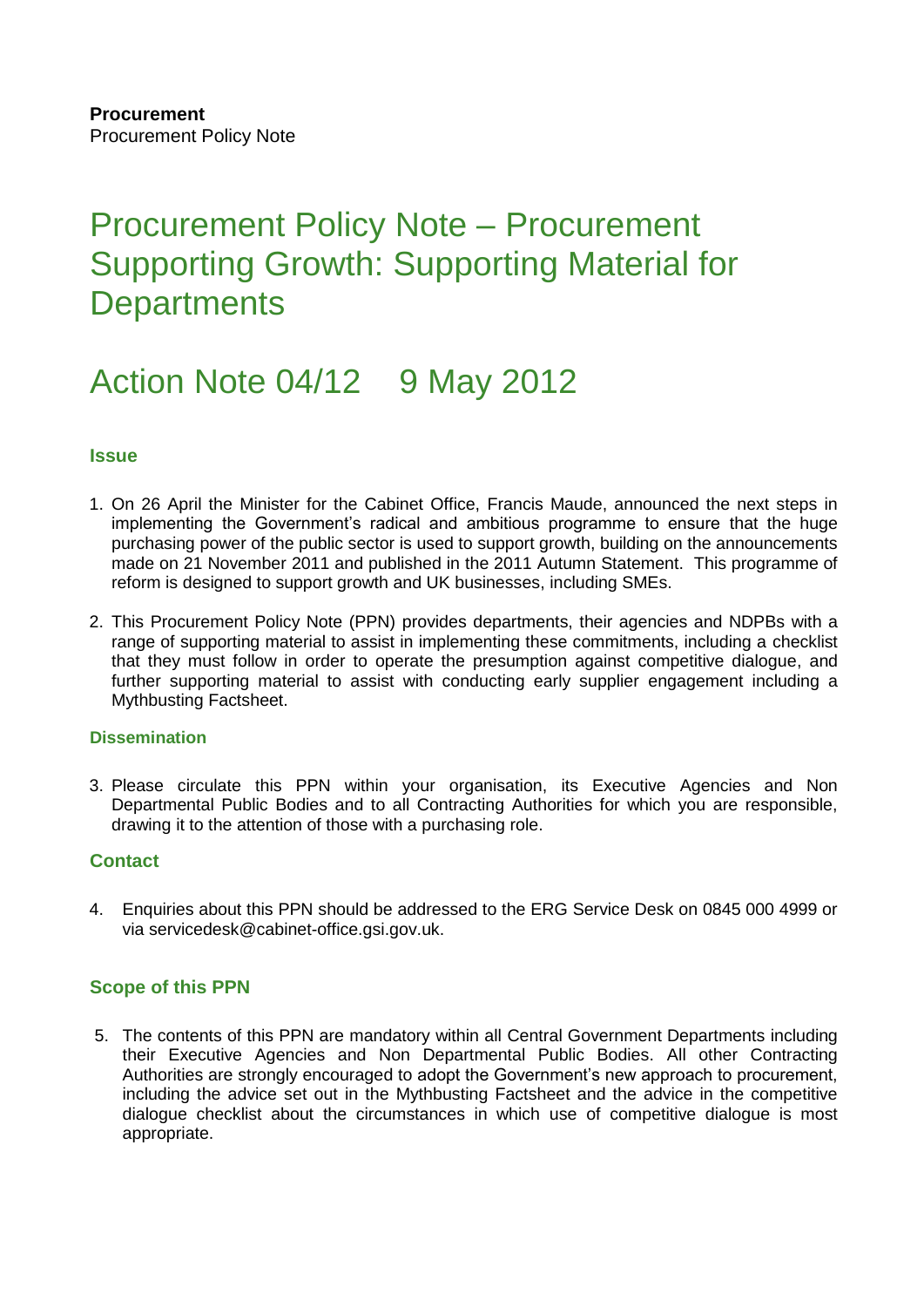**Procurement**
Procurement Policy Note

# Procurement Policy Note – Procurement Supporting Growth: Supporting Material for Departments

# Action Note 04/12 9 May 2012

## Issue

1. On 26 April the Minister for the Cabinet Office, Francis Maude, announced the next steps in implementing the Government's radical and ambitious programme to ensure that the huge purchasing power of the public sector is used to support growth, building on the announcements made on 21 November 2011 and published in the 2011 Autumn Statement. This programme of reform is designed to support growth and UK businesses, including SMEs.

2. This Procurement Policy Note (PPN) provides departments, their agencies and NDPBs with a range of supporting material to assist in implementing these commitments, including a checklist that they must follow in order to operate the presumption against competitive dialogue, and further supporting material to assist with conducting early supplier engagement including a Mythbusting Factsheet.

## Dissemination

3. Please circulate this PPN within your organisation, its Executive Agencies and Non Departmental Public Bodies and to all Contracting Authorities for which you are responsible, drawing it to the attention of those with a purchasing role.

## Contact

4. Enquiries about this PPN should be addressed to the ERG Service Desk on 0845 000 4999 or via servicedesk@cabinet-office.gsi.gov.uk.

## Scope of this PPN

5. The contents of this PPN are mandatory within all Central Government Departments including their Executive Agencies and Non Departmental Public Bodies. All other Contracting Authorities are strongly encouraged to adopt the Government's new approach to procurement, including the advice set out in the Mythbusting Factsheet and the advice in the competitive dialogue checklist about the circumstances in which use of competitive dialogue is most appropriate.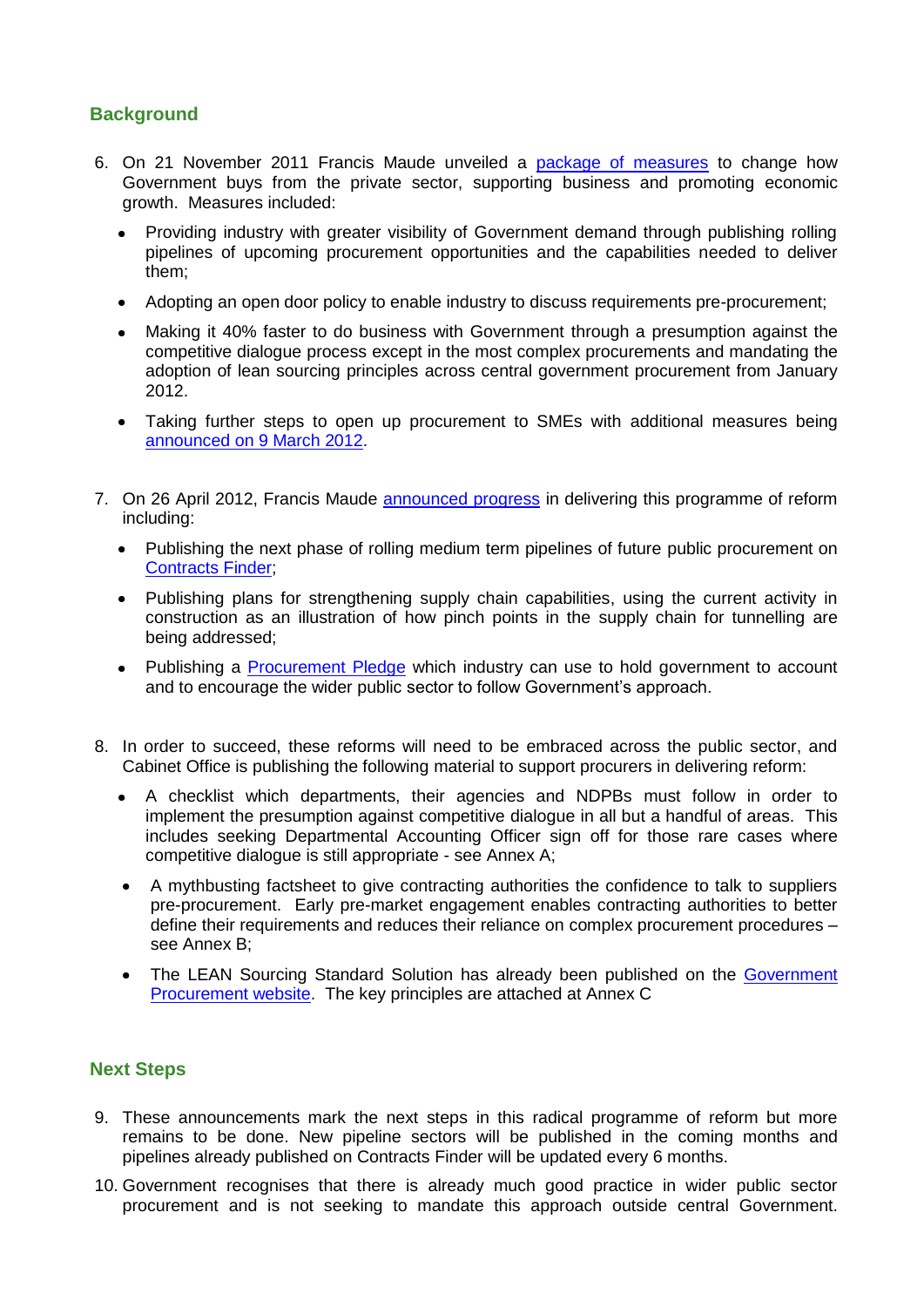## Background

6. On 21 November 2011 Francis Maude unveiled a package of measures to change how Government buys from the private sector, supporting business and promoting economic growth. Measures included:

   - Providing industry with greater visibility of Government demand through publishing rolling pipelines of upcoming procurement opportunities and the capabilities needed to deliver them;
   - Adopting an open door policy to enable industry to discuss requirements pre-procurement;
   - Making it 40% faster to do business with Government through a presumption against the competitive dialogue process except in the most complex procurements and mandating the adoption of lean sourcing principles across central government procurement from January 2012.
   - Taking further steps to open up procurement to SMEs with additional measures being announced on 9 March 2012.

7. On 26 April 2012, Francis Maude announced progress in delivering this programme of reform including:

   - Publishing the next phase of rolling medium term pipelines of future public procurement on Contracts Finder;
   - Publishing plans for strengthening supply chain capabilities, using the current activity in construction as an illustration of how pinch points in the supply chain for tunnelling are being addressed;
   - Publishing a Procurement Pledge which industry can use to hold government to account and to encourage the wider public sector to follow Government's approach.

8. In order to succeed, these reforms will need to be embraced across the public sector, and Cabinet Office is publishing the following material to support procurers in delivering reform:

   - A checklist which departments, their agencies and NDPBs must follow in order to implement the presumption against competitive dialogue in all but a handful of areas. This includes seeking Departmental Accounting Officer sign off for those rare cases where competitive dialogue is still appropriate - see Annex A;
   - A mythbusting factsheet to give contracting authorities the confidence to talk to suppliers pre-procurement. Early pre-market engagement enables contracting authorities to better define their requirements and reduces their reliance on complex procurement procedures – see Annex B;
   - The LEAN Sourcing Standard Solution has already been published on the Government Procurement website. The key principles are attached at Annex C

## Next Steps

9. These announcements mark the next steps in this radical programme of reform but more remains to be done. New pipeline sectors will be published in the coming months and pipelines already published on Contracts Finder will be updated every 6 months.

10. Government recognises that there is already much good practice in wider public sector procurement and is not seeking to mandate this approach outside central Government.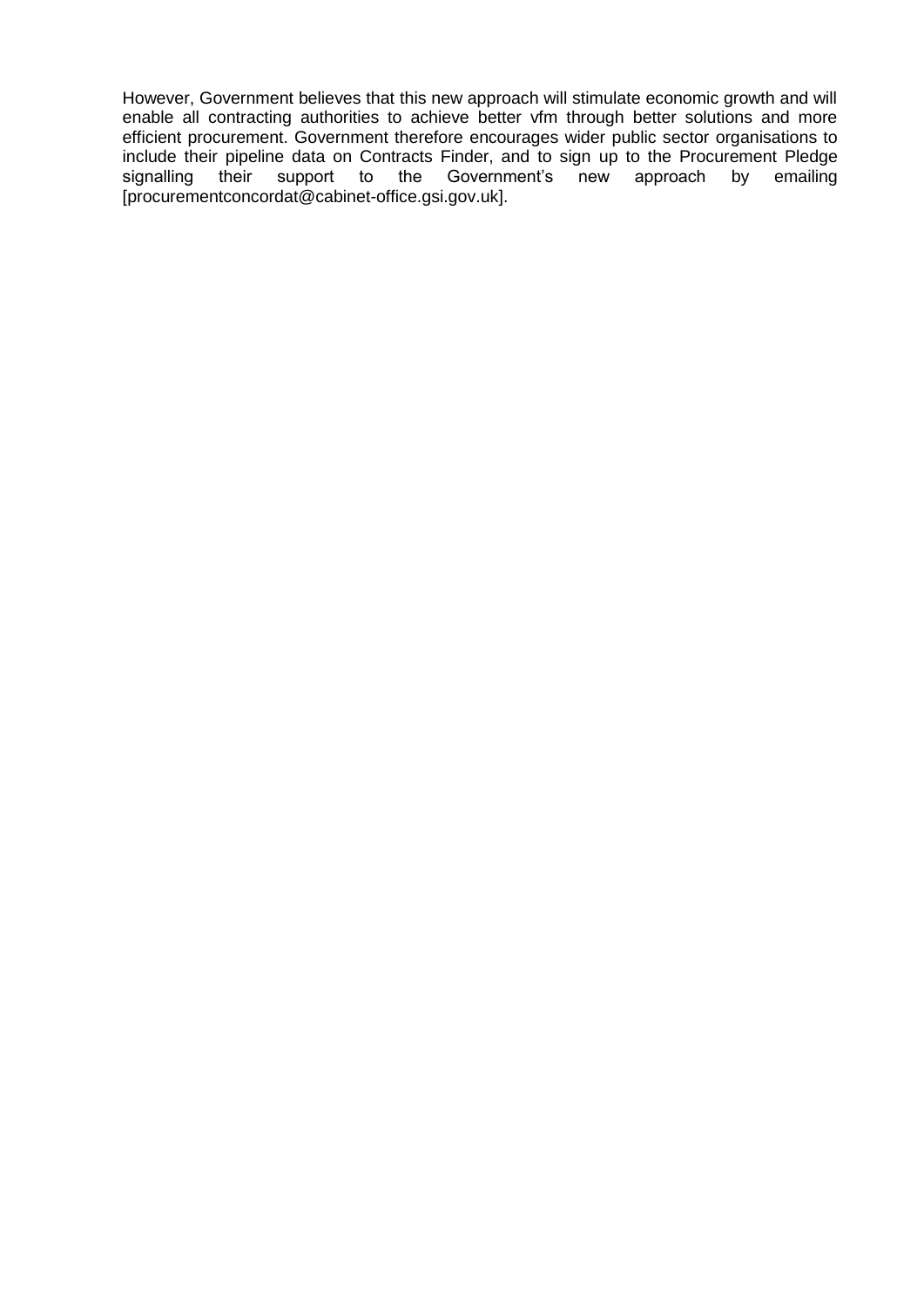However, Government believes that this new approach will stimulate economic growth and will enable all contracting authorities to achieve better vfm through better solutions and more efficient procurement. Government therefore encourages wider public sector organisations to include their pipeline data on Contracts Finder, and to sign up to the Procurement Pledge signalling their support to the Government's new approach by emailing [procurementconcordat@cabinet-office.gsi.gov.uk].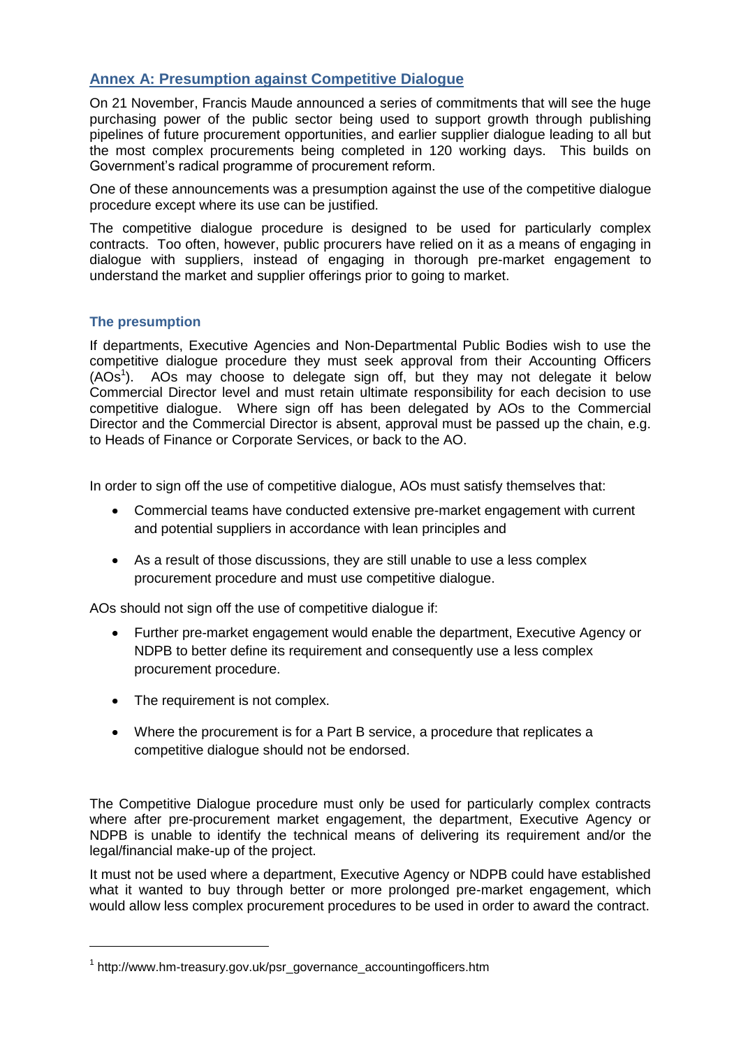## Annex A: Presumption against Competitive Dialogue

On 21 November, Francis Maude announced a series of commitments that will see the huge purchasing power of the public sector being used to support growth through publishing pipelines of future procurement opportunities, and earlier supplier dialogue leading to all but the most complex procurements being completed in 120 working days. This builds on Government's radical programme of procurement reform.

One of these announcements was a presumption against the use of the competitive dialogue procedure except where its use can be justified.

The competitive dialogue procedure is designed to be used for particularly complex contracts. Too often, however, public procurers have relied on it as a means of engaging in dialogue with suppliers, instead of engaging in thorough pre-market engagement to understand the market and supplier offerings prior to going to market.

### The presumption

If departments, Executive Agencies and Non-Departmental Public Bodies wish to use the competitive dialogue procedure they must seek approval from their Accounting Officers (AOs[1]). AOs may choose to delegate sign off, but they may not delegate it below Commercial Director level and must retain ultimate responsibility for each decision to use competitive dialogue. Where sign off has been delegated by AOs to the Commercial Director and the Commercial Director is absent, approval must be passed up the chain, e.g. to Heads of Finance or Corporate Services, or back to the AO.

In order to sign off the use of competitive dialogue, AOs must satisfy themselves that:

- Commercial teams have conducted extensive pre-market engagement with current and potential suppliers in accordance with lean principles and
- As a result of those discussions, they are still unable to use a less complex procurement procedure and must use competitive dialogue.

AOs should not sign off the use of competitive dialogue if:

- Further pre-market engagement would enable the department, Executive Agency or NDPB to better define its requirement and consequently use a less complex procurement procedure.
- The requirement is not complex.
- Where the procurement is for a Part B service, a procedure that replicates a competitive dialogue should not be endorsed.

The Competitive Dialogue procedure must only be used for particularly complex contracts where after pre-procurement market engagement, the department, Executive Agency or NDPB is unable to identify the technical means of delivering its requirement and/or the legal/financial make-up of the project.

It must not be used where a department, Executive Agency or NDPB could have established what it wanted to buy through better or more prolonged pre-market engagement, which would allow less complex procurement procedures to be used in order to award the contract.

[1] http://www.hm-treasury.gov.uk/psr_governance_accountingofficers.htm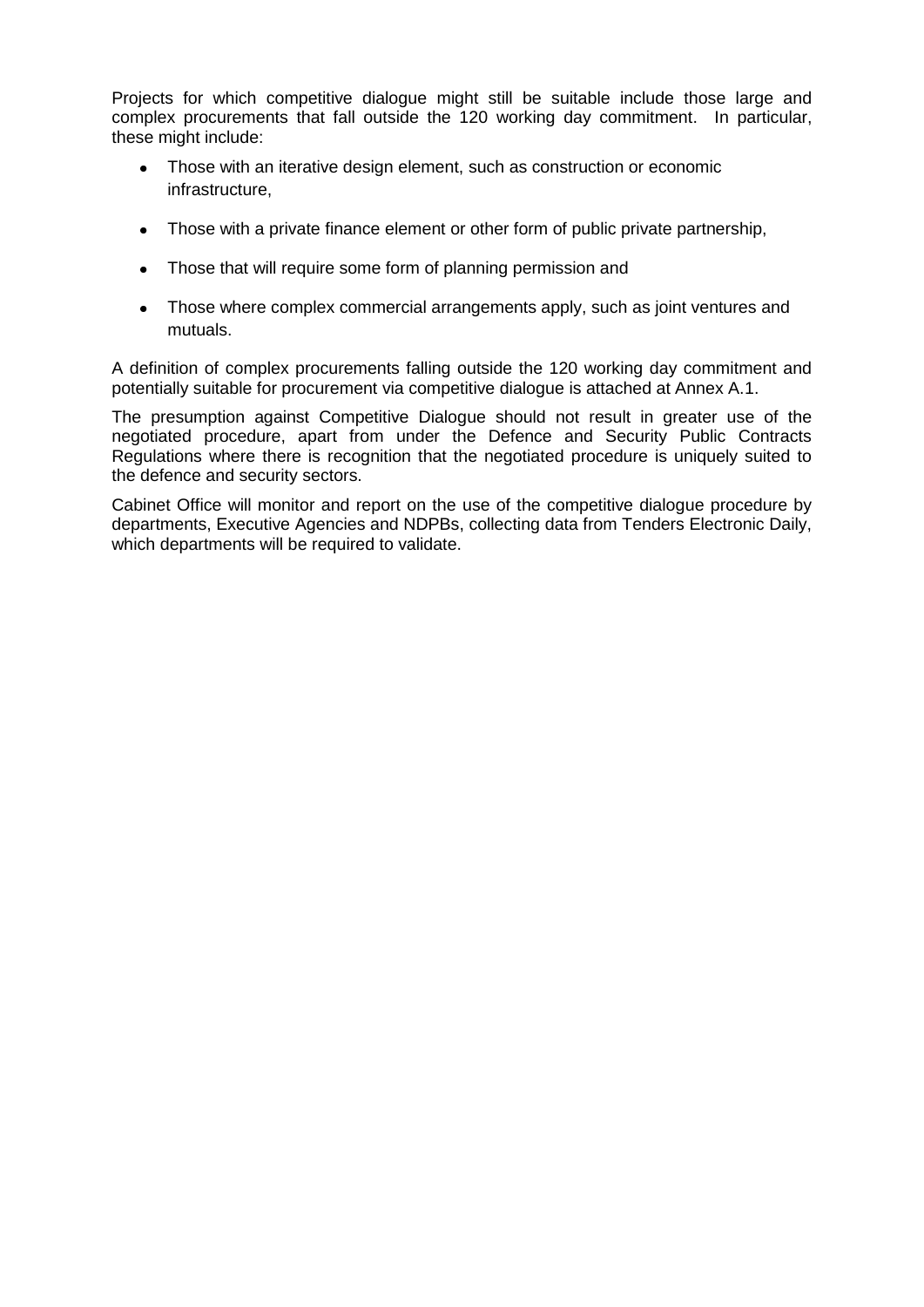Projects for which competitive dialogue might still be suitable include those large and complex procurements that fall outside the 120 working day commitment. In particular, these might include:

- Those with an iterative design element, such as construction or economic infrastructure,
- Those with a private finance element or other form of public private partnership,
- Those that will require some form of planning permission and
- Those where complex commercial arrangements apply, such as joint ventures and mutuals.

A definition of complex procurements falling outside the 120 working day commitment and potentially suitable for procurement via competitive dialogue is attached at Annex A.1.

The presumption against Competitive Dialogue should not result in greater use of the negotiated procedure, apart from under the Defence and Security Public Contracts Regulations where there is recognition that the negotiated procedure is uniquely suited to the defence and security sectors.

Cabinet Office will monitor and report on the use of the competitive dialogue procedure by departments, Executive Agencies and NDPBs, collecting data from Tenders Electronic Daily, which departments will be required to validate.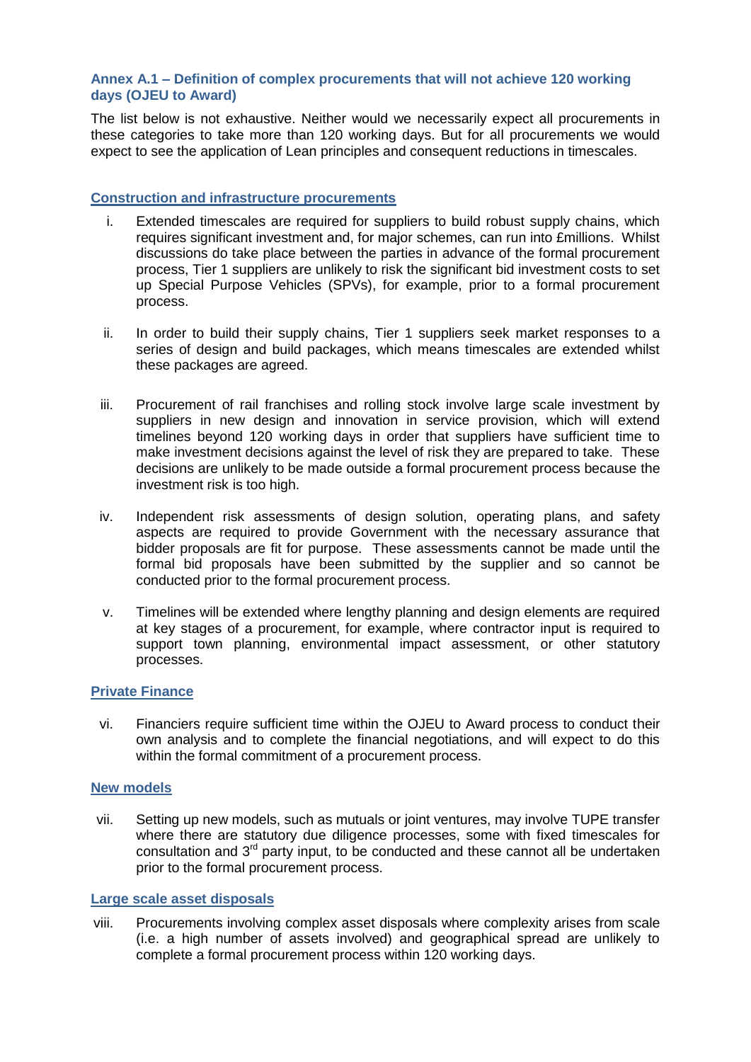### Annex A.1 – Definition of complex procurements that will not achieve 120 working days (OJEU to Award)

The list below is not exhaustive. Neither would we necessarily expect all procurements in these categories to take more than 120 working days. But for all procurements we would expect to see the application of Lean principles and consequent reductions in timescales.

#### Construction and infrastructure procurements

i. Extended timescales are required for suppliers to build robust supply chains, which requires significant investment and, for major schemes, can run into £millions. Whilst discussions do take place between the parties in advance of the formal procurement process, Tier 1 suppliers are unlikely to risk the significant bid investment costs to set up Special Purpose Vehicles (SPVs), for example, prior to a formal procurement process.

ii. In order to build their supply chains, Tier 1 suppliers seek market responses to a series of design and build packages, which means timescales are extended whilst these packages are agreed.

iii. Procurement of rail franchises and rolling stock involve large scale investment by suppliers in new design and innovation in service provision, which will extend timelines beyond 120 working days in order that suppliers have sufficient time to make investment decisions against the level of risk they are prepared to take. These decisions are unlikely to be made outside a formal procurement process because the investment risk is too high.

iv. Independent risk assessments of design solution, operating plans, and safety aspects are required to provide Government with the necessary assurance that bidder proposals are fit for purpose. These assessments cannot be made until the formal bid proposals have been submitted by the supplier and so cannot be conducted prior to the formal procurement process.

v. Timelines will be extended where lengthy planning and design elements are required at key stages of a procurement, for example, where contractor input is required to support town planning, environmental impact assessment, or other statutory processes.

#### Private Finance

vi. Financiers require sufficient time within the OJEU to Award process to conduct their own analysis and to complete the financial negotiations, and will expect to do this within the formal commitment of a procurement process.

#### New models

vii. Setting up new models, such as mutuals or joint ventures, may involve TUPE transfer where there are statutory due diligence processes, some with fixed timescales for consultation and 3rd party input, to be conducted and these cannot all be undertaken prior to the formal procurement process.

#### Large scale asset disposals

viii. Procurements involving complex asset disposals where complexity arises from scale (i.e. a high number of assets involved) and geographical spread are unlikely to complete a formal procurement process within 120 working days.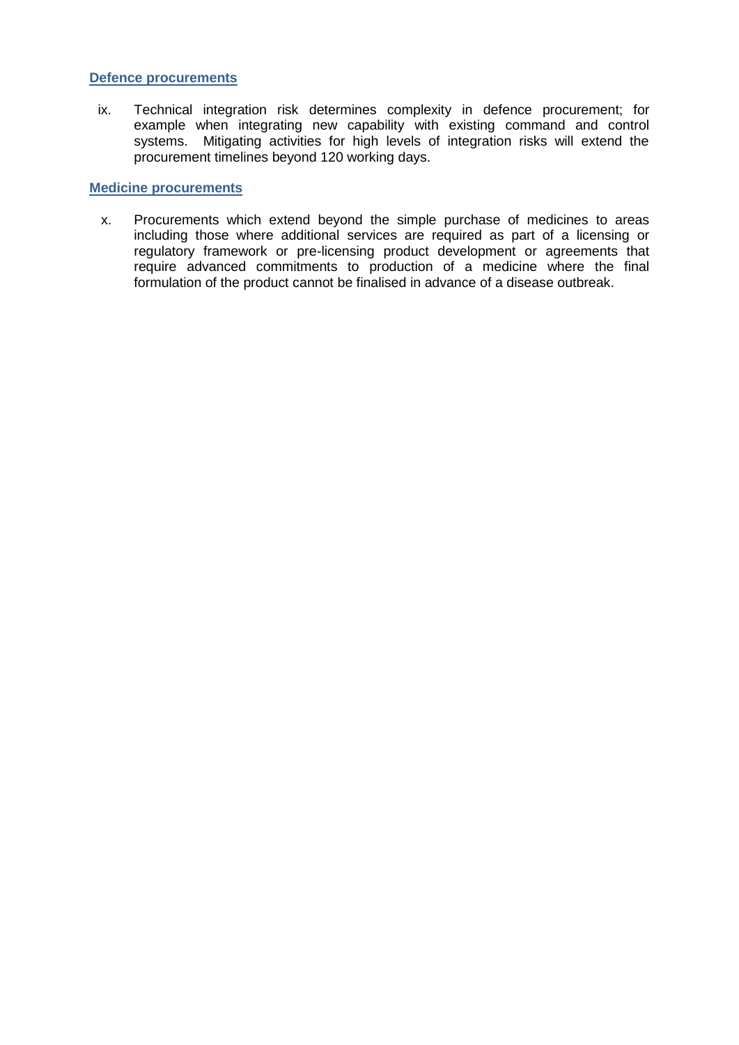### Defence procurements

ix. Technical integration risk determines complexity in defence procurement; for example when integrating new capability with existing command and control systems. Mitigating activities for high levels of integration risks will extend the procurement timelines beyond 120 working days.

### Medicine procurements

x. Procurements which extend beyond the simple purchase of medicines to areas including those where additional services are required as part of a licensing or regulatory framework or pre-licensing product development or agreements that require advanced commitments to production of a medicine where the final formulation of the product cannot be finalised in advance of a disease outbreak.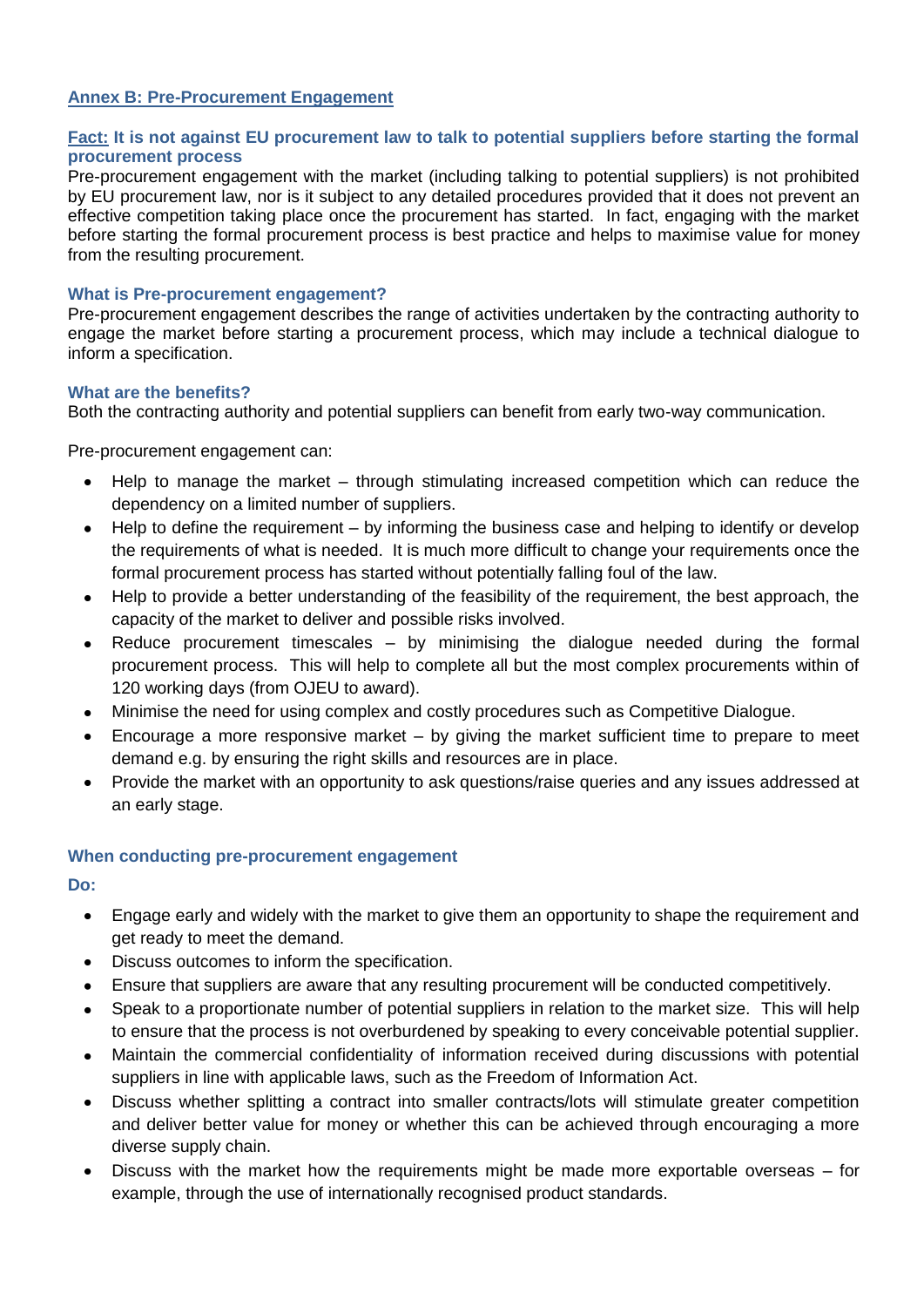## Annex B: Pre-Procurement Engagement

### Fact: It is not against EU procurement law to talk to potential suppliers before starting the formal procurement process

Pre-procurement engagement with the market (including talking to potential suppliers) is not prohibited by EU procurement law, nor is it subject to any detailed procedures provided that it does not prevent an effective competition taking place once the procurement has started. In fact, engaging with the market before starting the formal procurement process is best practice and helps to maximise value for money from the resulting procurement.

### What is Pre-procurement engagement?

Pre-procurement engagement describes the range of activities undertaken by the contracting authority to engage the market before starting a procurement process, which may include a technical dialogue to inform a specification.

### What are the benefits?

Both the contracting authority and potential suppliers can benefit from early two-way communication.

Pre-procurement engagement can:

- Help to manage the market – through stimulating increased competition which can reduce the dependency on a limited number of suppliers.
- Help to define the requirement – by informing the business case and helping to identify or develop the requirements of what is needed. It is much more difficult to change your requirements once the formal procurement process has started without potentially falling foul of the law.
- Help to provide a better understanding of the feasibility of the requirement, the best approach, the capacity of the market to deliver and possible risks involved.
- Reduce procurement timescales – by minimising the dialogue needed during the formal procurement process. This will help to complete all but the most complex procurements within of 120 working days (from OJEU to award).
- Minimise the need for using complex and costly procedures such as Competitive Dialogue.
- Encourage a more responsive market – by giving the market sufficient time to prepare to meet demand e.g. by ensuring the right skills and resources are in place.
- Provide the market with an opportunity to ask questions/raise queries and any issues addressed at an early stage.

### When conducting pre-procurement engagement

**Do:**

- Engage early and widely with the market to give them an opportunity to shape the requirement and get ready to meet the demand.
- Discuss outcomes to inform the specification.
- Ensure that suppliers are aware that any resulting procurement will be conducted competitively.
- Speak to a proportionate number of potential suppliers in relation to the market size. This will help to ensure that the process is not overburdened by speaking to every conceivable potential supplier.
- Maintain the commercial confidentiality of information received during discussions with potential suppliers in line with applicable laws, such as the Freedom of Information Act.
- Discuss whether splitting a contract into smaller contracts/lots will stimulate greater competition and deliver better value for money or whether this can be achieved through encouraging a more diverse supply chain.
- Discuss with the market how the requirements might be made more exportable overseas – for example, through the use of internationally recognised product standards.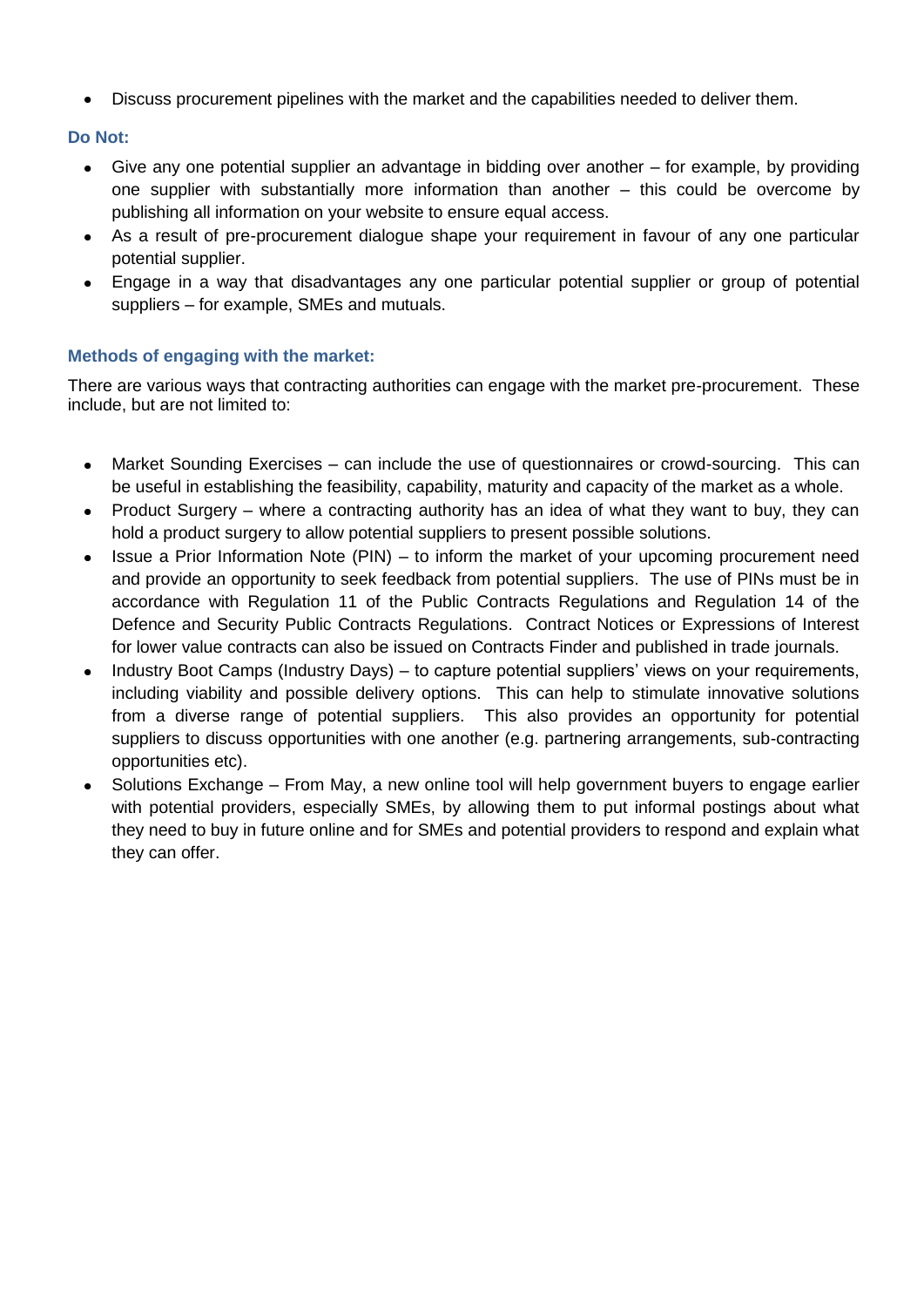- Discuss procurement pipelines with the market and the capabilities needed to deliver them.

### Do Not:

- Give any one potential supplier an advantage in bidding over another – for example, by providing one supplier with substantially more information than another – this could be overcome by publishing all information on your website to ensure equal access.
- As a result of pre-procurement dialogue shape your requirement in favour of any one particular potential supplier.
- Engage in a way that disadvantages any one particular potential supplier or group of potential suppliers – for example, SMEs and mutuals.

### Methods of engaging with the market:

There are various ways that contracting authorities can engage with the market pre-procurement. These include, but are not limited to:

- Market Sounding Exercises – can include the use of questionnaires or crowd-sourcing. This can be useful in establishing the feasibility, capability, maturity and capacity of the market as a whole.
- Product Surgery – where a contracting authority has an idea of what they want to buy, they can hold a product surgery to allow potential suppliers to present possible solutions.
- Issue a Prior Information Note (PIN) – to inform the market of your upcoming procurement need and provide an opportunity to seek feedback from potential suppliers. The use of PINs must be in accordance with Regulation 11 of the Public Contracts Regulations and Regulation 14 of the Defence and Security Public Contracts Regulations. Contract Notices or Expressions of Interest for lower value contracts can also be issued on Contracts Finder and published in trade journals.
- Industry Boot Camps (Industry Days) – to capture potential suppliers' views on your requirements, including viability and possible delivery options. This can help to stimulate innovative solutions from a diverse range of potential suppliers. This also provides an opportunity for potential suppliers to discuss opportunities with one another (e.g. partnering arrangements, sub-contracting opportunities etc).
- Solutions Exchange – From May, a new online tool will help government buyers to engage earlier with potential providers, especially SMEs, by allowing them to put informal postings about what they need to buy in future online and for SMEs and potential providers to respond and explain what they can offer.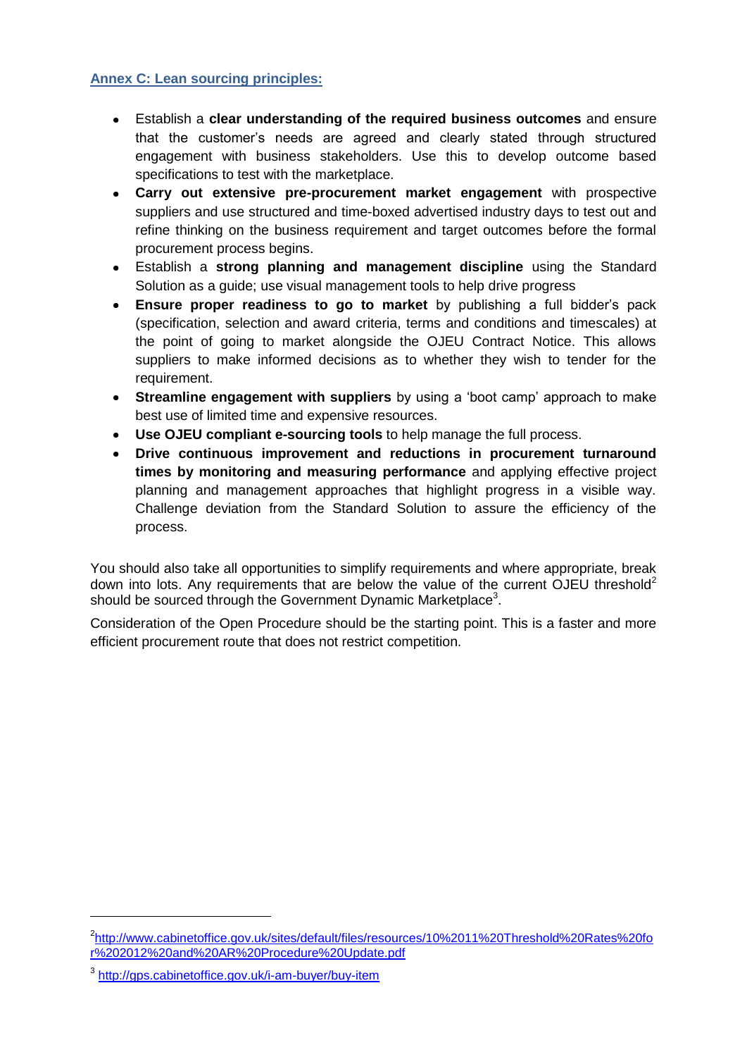## Annex C: Lean sourcing principles:

- Establish a **clear understanding of the required business outcomes** and ensure that the customer's needs are agreed and clearly stated through structured engagement with business stakeholders. Use this to develop outcome based specifications to test with the marketplace.
- **Carry out extensive pre-procurement market engagement** with prospective suppliers and use structured and time-boxed advertised industry days to test out and refine thinking on the business requirement and target outcomes before the formal procurement process begins.
- Establish a **strong planning and management discipline** using the Standard Solution as a guide; use visual management tools to help drive progress
- **Ensure proper readiness to go to market** by publishing a full bidder's pack (specification, selection and award criteria, terms and conditions and timescales) at the point of going to market alongside the OJEU Contract Notice. This allows suppliers to make informed decisions as to whether they wish to tender for the requirement.
- **Streamline engagement with suppliers** by using a 'boot camp' approach to make best use of limited time and expensive resources.
- **Use OJEU compliant e-sourcing tools** to help manage the full process.
- **Drive continuous improvement and reductions in procurement turnaround times by monitoring and measuring performance** and applying effective project planning and management approaches that highlight progress in a visible way. Challenge deviation from the Standard Solution to assure the efficiency of the process.

You should also take all opportunities to simplify requirements and where appropriate, break down into lots. Any requirements that are below the value of the current OJEU threshold[2] should be sourced through the Government Dynamic Marketplace[3].

Consideration of the Open Procedure should be the starting point. This is a faster and more efficient procurement route that does not restrict competition.

---

[2] http://www.cabinetoffice.gov.uk/sites/default/files/resources/10%2011%20Threshold%20Rates%20for%202012%20and%20AR%20Procedure%20Update.pdf

[3] http://gps.cabinetoffice.gov.uk/i-am-buyer/buy-item